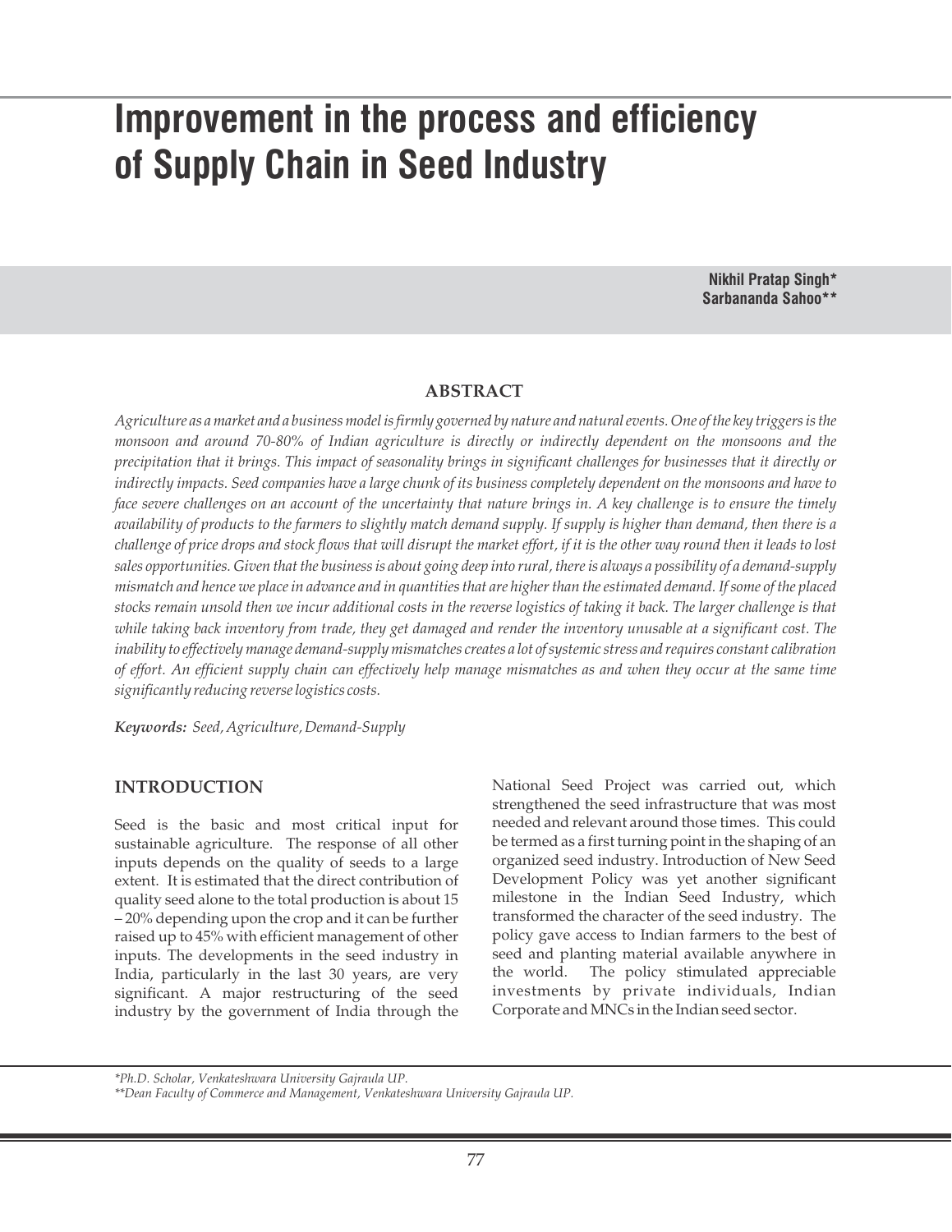# Improvement in the process and efficiency of Supply Chain in Seed Industry

**Nikhil Pratap Singh***
**Sarbananda Sahoo****

## ABSTRACT

*Agriculture as a market and a business model is firmly governed by nature and natural events. One of the key triggers is the monsoon and around 70-80% of Indian agriculture is directly or indirectly dependent on the monsoons and the precipitation that it brings. This impact of seasonality brings in significant challenges for businesses that it directly or indirectly impacts. Seed companies have a large chunk of its business completely dependent on the monsoons and have to face severe challenges on an account of the uncertainty that nature brings in. A key challenge is to ensure the timely availability of products to the farmers to slightly match demand supply. If supply is higher than demand, then there is a challenge of price drops and stock flows that will disrupt the market effort, if it is the other way round then it leads to lost sales opportunities. Given that the business is about going deep into rural, there is always a possibility of a demand-supply mismatch and hence we place in advance and in quantities that are higher than the estimated demand. If some of the placed stocks remain unsold then we incur additional costs in the reverse logistics of taking it back. The larger challenge is that while taking back inventory from trade, they get damaged and render the inventory unusable at a significant cost. The inability to effectively manage demand-supply mismatches creates a lot of systemic stress and requires constant calibration of effort. An efficient supply chain can effectively help manage mismatches as and when they occur at the same time significantly reducing reverse logistics costs.*

***Keywords:*** *Seed, Agriculture, Demand-Supply*

## INTRODUCTION

Seed is the basic and most critical input for sustainable agriculture. The response of all other inputs depends on the quality of seeds to a large extent. It is estimated that the direct contribution of quality seed alone to the total production is about 15 – 20% depending upon the crop and it can be further raised up to 45% with efficient management of other inputs. The developments in the seed industry in India, particularly in the last 30 years, are very significant. A major restructuring of the seed industry by the government of India through the National Seed Project was carried out, which strengthened the seed infrastructure that was most needed and relevant around those times. This could be termed as a first turning point in the shaping of an organized seed industry. Introduction of New Seed Development Policy was yet another significant milestone in the Indian Seed Industry, which transformed the character of the seed industry. The policy gave access to Indian farmers to the best of seed and planting material available anywhere in the world. The policy stimulated appreciable investments by private individuals, Indian Corporate and MNCs in the Indian seed sector.

*\*Ph.D. Scholar, Venkateshwara University Gajraula UP.*
*\*\*Dean Faculty of Commerce and Management, Venkateshwara University Gajraula UP.*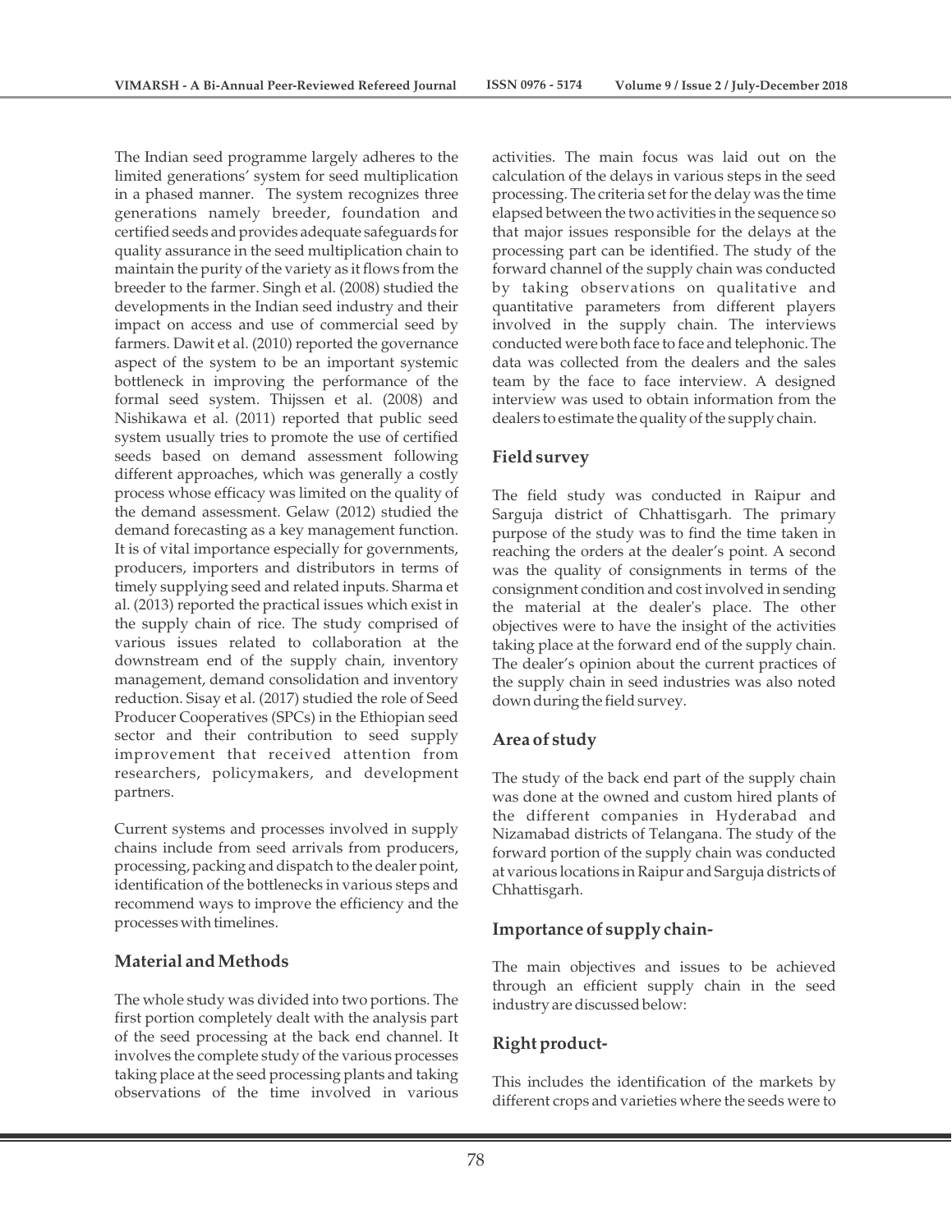The Indian seed programme largely adheres to the limited generations' system for seed multiplication in a phased manner. The system recognizes three generations namely breeder, foundation and certified seeds and provides adequate safeguards for quality assurance in the seed multiplication chain to maintain the purity of the variety as it flows from the breeder to the farmer. Singh et al. (2008) studied the developments in the Indian seed industry and their impact on access and use of commercial seed by farmers. Dawit et al. (2010) reported the governance aspect of the system to be an important systemic bottleneck in improving the performance of the formal seed system. Thijssen et al. (2008) and Nishikawa et al. (2011) reported that public seed system usually tries to promote the use of certified seeds based on demand assessment following different approaches, which was generally a costly process whose efficacy was limited on the quality of the demand assessment. Gelaw (2012) studied the demand forecasting as a key management function. It is of vital importance especially for governments, producers, importers and distributors in terms of timely supplying seed and related inputs. Sharma et al. (2013) reported the practical issues which exist in the supply chain of rice. The study comprised of various issues related to collaboration at the downstream end of the supply chain, inventory management, demand consolidation and inventory reduction. Sisay et al. (2017) studied the role of Seed Producer Cooperatives (SPCs) in the Ethiopian seed sector and their contribution to seed supply improvement that received attention from researchers, policymakers, and development partners.

Current systems and processes involved in supply chains include from seed arrivals from producers, processing, packing and dispatch to the dealer point, identification of the bottlenecks in various steps and recommend ways to improve the efficiency and the processes with timelines.

## Material and Methods

The whole study was divided into two portions. The first portion completely dealt with the analysis part of the seed processing at the back end channel. It involves the complete study of the various processes taking place at the seed processing plants and taking observations of the time involved in various activities. The main focus was laid out on the calculation of the delays in various steps in the seed processing. The criteria set for the delay was the time elapsed between the two activities in the sequence so that major issues responsible for the delays at the processing part can be identified. The study of the forward channel of the supply chain was conducted by taking observations on qualitative and quantitative parameters from different players involved in the supply chain. The interviews conducted were both face to face and telephonic. The data was collected from the dealers and the sales team by the face to face interview. A designed interview was used to obtain information from the dealers to estimate the quality of the supply chain.

## Field survey

The field study was conducted in Raipur and Sarguja district of Chhattisgarh. The primary purpose of the study was to find the time taken in reaching the orders at the dealer's point. A second was the quality of consignments in terms of the consignment condition and cost involved in sending the material at the dealer's place. The other objectives were to have the insight of the activities taking place at the forward end of the supply chain. The dealer's opinion about the current practices of the supply chain in seed industries was also noted down during the field survey.

## Area of study

The study of the back end part of the supply chain was done at the owned and custom hired plants of the different companies in Hyderabad and Nizamabad districts of Telangana. The study of the forward portion of the supply chain was conducted at various locations in Raipur and Sarguja districts of Chhattisgarh.

## Importance of supply chain-

The main objectives and issues to be achieved through an efficient supply chain in the seed industry are discussed below:

## Right product-

This includes the identification of the markets by different crops and varieties where the seeds were to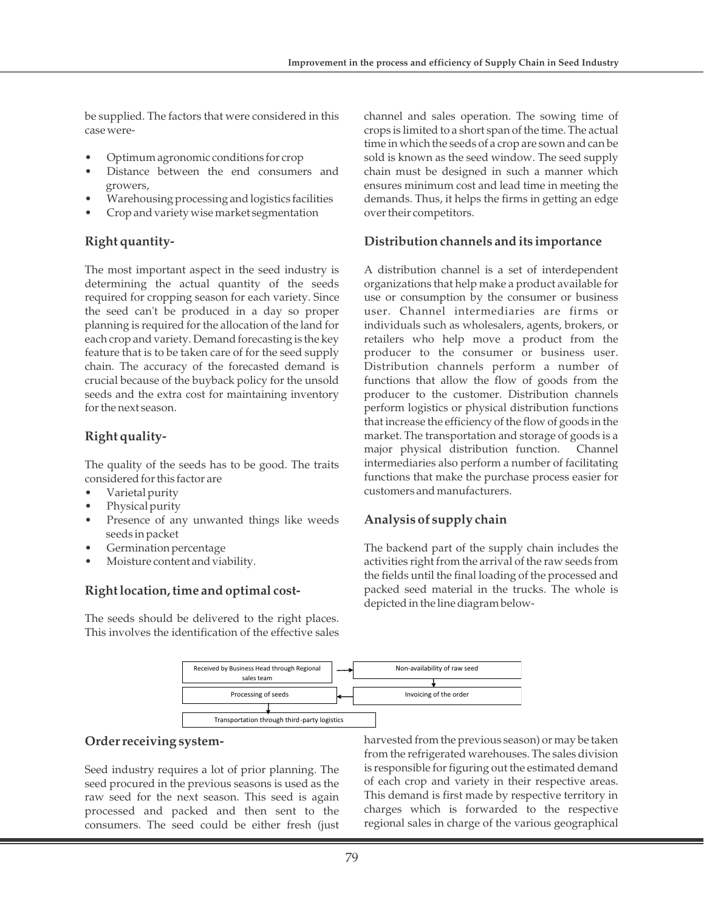be supplied. The factors that were considered in this case were-

- Optimum agronomic conditions for crop
- Distance between the end consumers and growers,
- Warehousing processing and logistics facilities
- Crop and variety wise market segmentation

## Right quantity-

The most important aspect in the seed industry is determining the actual quantity of the seeds required for cropping season for each variety. Since the seed can't be produced in a day so proper planning is required for the allocation of the land for each crop and variety. Demand forecasting is the key feature that is to be taken care of for the seed supply chain. The accuracy of the forecasted demand is crucial because of the buyback policy for the unsold seeds and the extra cost for maintaining inventory for the next season.

## Right quality-

The quality of the seeds has to be good. The traits considered for this factor are

- Varietal purity
- Physical purity
- Presence of any unwanted things like weeds seeds in packet
- Germination percentage
- Moisture content and viability.

## Right location, time and optimal cost-

The seeds should be delivered to the right places. This involves the identification of the effective sales channel and sales operation. The sowing time of crops is limited to a short span of the time. The actual time in which the seeds of a crop are sown and can be sold is known as the seed window. The seed supply chain must be designed in such a manner which ensures minimum cost and lead time in meeting the demands. Thus, it helps the firms in getting an edge over their competitors.

## Distribution channels and its importance

A distribution channel is a set of interdependent organizations that help make a product available for use or consumption by the consumer or business user. Channel intermediaries are firms or individuals such as wholesalers, agents, brokers, or retailers who help move a product from the producer to the consumer or business user. Distribution channels perform a number of functions that allow the flow of goods from the producer to the customer. Distribution channels perform logistics or physical distribution functions that increase the efficiency of the flow of goods in the market. The transportation and storage of goods is a major physical distribution function. Channel intermediaries also perform a number of facilitating functions that make the purchase process easier for customers and manufacturers.

## Analysis of supply chain

The backend part of the supply chain includes the activities right from the arrival of the raw seeds from the fields until the final loading of the processed and packed seed material in the trucks. The whole is depicted in the line diagram below-

Received by Business Head through Regional sales team → Non-availability of raw seed → Invoicing of the order → Processing of seeds → Transportation through third-party logistics

## Order receiving system-

Seed industry requires a lot of prior planning. The seed procured in the previous seasons is used as the raw seed for the next season. This seed is again processed and packed and then sent to the consumers. The seed could be either fresh (just harvested from the previous season) or may be taken from the refrigerated warehouses. The sales division is responsible for figuring out the estimated demand of each crop and variety in their respective areas. This demand is first made by respective territory in charges which is forwarded to the respective regional sales in charge of the various geographical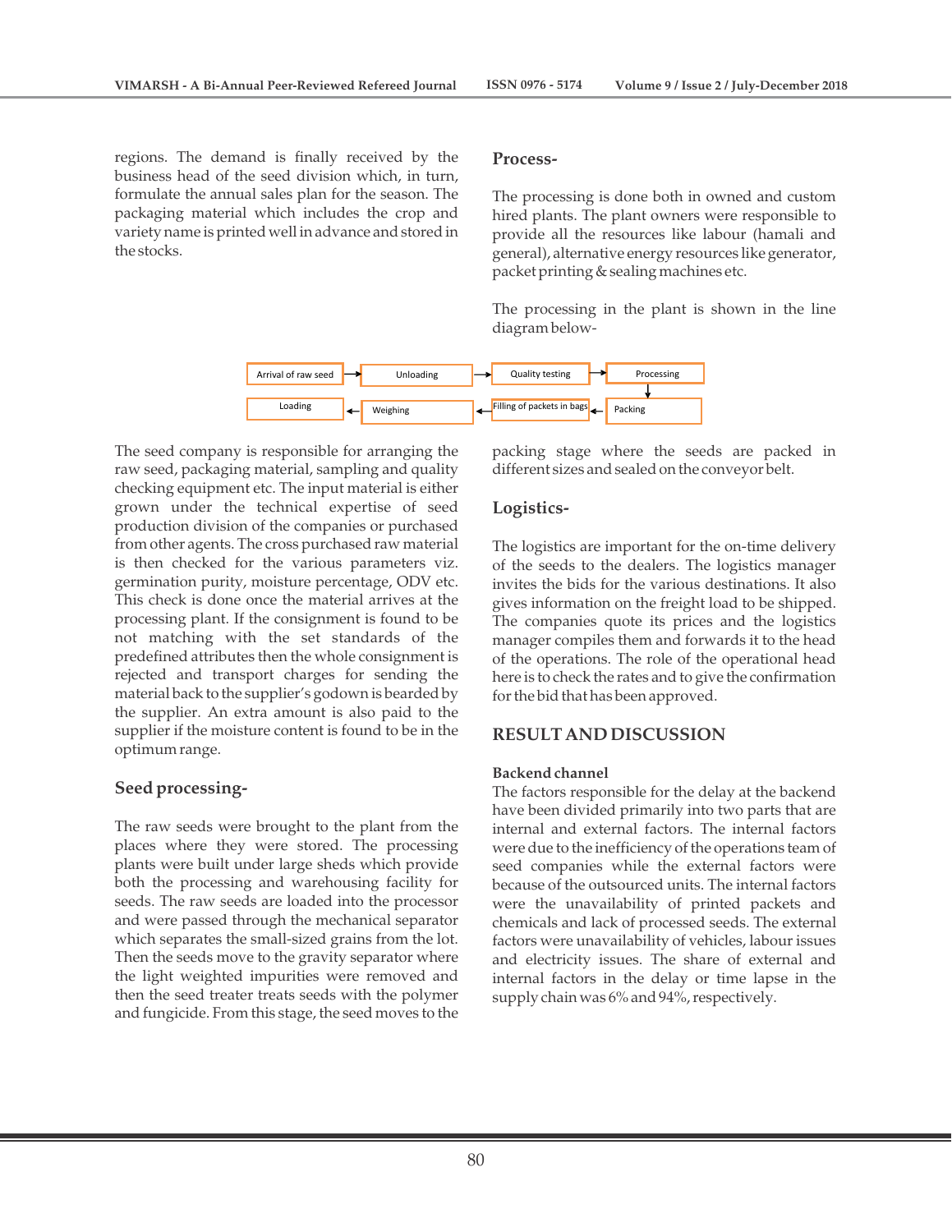regions. The demand is finally received by the business head of the seed division which, in turn, formulate the annual sales plan for the season. The packaging material which includes the crop and variety name is printed well in advance and stored in the stocks.

## Process-

The processing is done both in owned and custom hired plants. The plant owners were responsible to provide all the resources like labour (hamali and general), alternative energy resources like generator, packet printing & sealing machines etc.

The processing in the plant is shown in the line diagram below-

Arrival of raw seed → Unloading → Quality testing → Processing → Packing → Filling of packets in bags → Weighing → Loading

The seed company is responsible for arranging the raw seed, packaging material, sampling and quality checking equipment etc. The input material is either grown under the technical expertise of seed production division of the companies or purchased from other agents. The cross purchased raw material is then checked for the various parameters viz. germination purity, moisture percentage, ODV etc. This check is done once the material arrives at the processing plant. If the consignment is found to be not matching with the set standards of the predefined attributes then the whole consignment is rejected and transport charges for sending the material back to the supplier's godown is bearded by the supplier. An extra amount is also paid to the supplier if the moisture content is found to be in the optimum range.

## Seed processing-

The raw seeds were brought to the plant from the places where they were stored. The processing plants were built under large sheds which provide both the processing and warehousing facility for seeds. The raw seeds are loaded into the processor and were passed through the mechanical separator which separates the small-sized grains from the lot. Then the seeds move to the gravity separator where the light weighted impurities were removed and then the seed treater treats seeds with the polymer and fungicide. From this stage, the seed moves to the packing stage where the seeds are packed in different sizes and sealed on the conveyor belt.

## Logistics-

The logistics are important for the on-time delivery of the seeds to the dealers. The logistics manager invites the bids for the various destinations. It also gives information on the freight load to be shipped. The companies quote its prices and the logistics manager compiles them and forwards it to the head of the operations. The role of the operational head here is to check the rates and to give the confirmation for the bid that has been approved.

## RESULT AND DISCUSSION

### Backend channel

The factors responsible for the delay at the backend have been divided primarily into two parts that are internal and external factors. The internal factors were due to the inefficiency of the operations team of seed companies while the external factors were because of the outsourced units. The internal factors were the unavailability of printed packets and chemicals and lack of processed seeds. The external factors were unavailability of vehicles, labour issues and electricity issues. The share of external and internal factors in the delay or time lapse in the supply chain was 6% and 94%, respectively.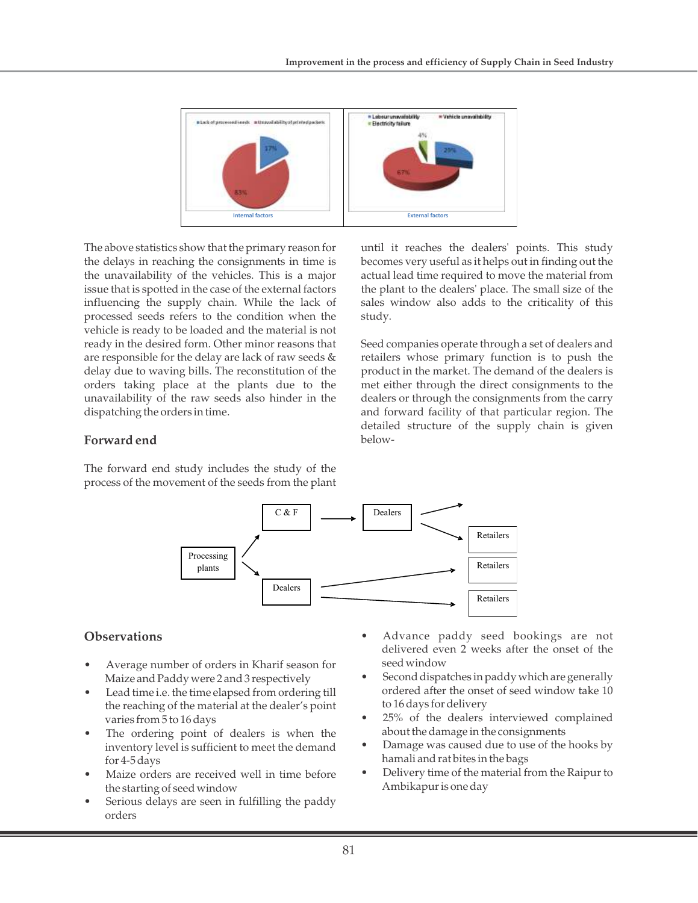The above statistics show that the primary reason for the delays in reaching the consignments in time is the unavailability of the vehicles. This is a major issue that is spotted in the case of the external factors influencing the supply chain. While the lack of processed seeds refers to the condition when the vehicle is ready to be loaded and the material is not ready in the desired form. Other minor reasons that are responsible for the delay are lack of raw seeds & delay due to waving bills. The reconstitution of the orders taking place at the plants due to the unavailability of the raw seeds also hinder in the dispatching the orders in time.

## Forward end

The forward end study includes the study of the process of the movement of the seeds from the plant until it reaches the dealers' points. This study becomes very useful as it helps out in finding out the actual lead time required to move the material from the plant to the dealers' place. The small size of the sales window also adds to the criticality of this study.

Seed companies operate through a set of dealers and retailers whose primary function is to push the product in the market. The demand of the dealers is met either through the direct consignments to the dealers or through the consignments from the carry and forward facility of that particular region. The detailed structure of the supply chain is given below-

## Observations

- Average number of orders in Kharif season for Maize and Paddy were 2 and 3 respectively
- Lead time i.e. the time elapsed from ordering till the reaching of the material at the dealer's point varies from 5 to 16 days
- The ordering point of dealers is when the inventory level is sufficient to meet the demand for 4-5 days
- Maize orders are received well in time before the starting of seed window
- Serious delays are seen in fulfilling the paddy orders
- Advance paddy seed bookings are not delivered even 2 weeks after the onset of the seed window
- Second dispatches in paddy which are generally ordered after the onset of seed window take 10 to 16 days for delivery
- 25% of the dealers interviewed complained about the damage in the consignments
- Damage was caused due to use of the hooks by hamali and rat bites in the bags
- Delivery time of the material from the Raipur to Ambikapur is one day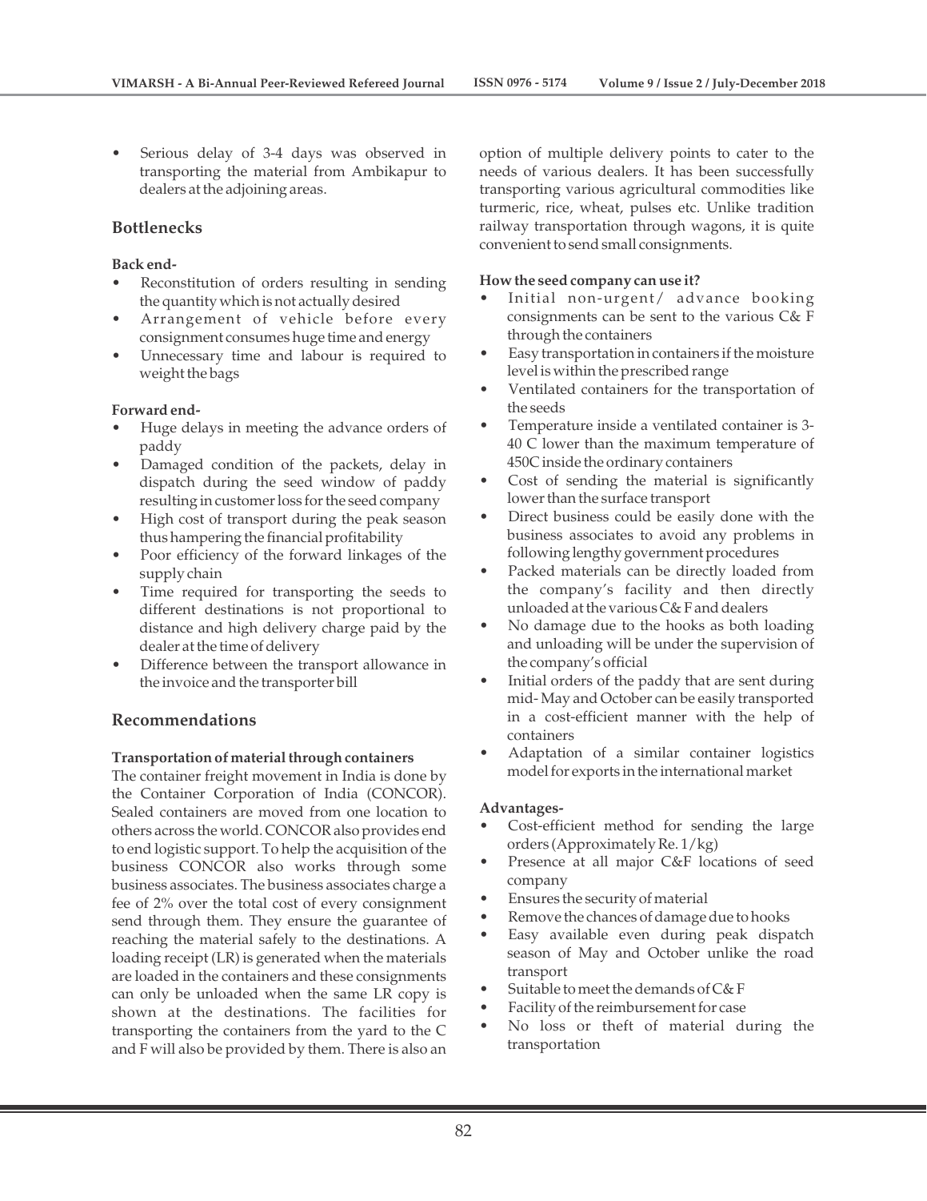- Serious delay of 3-4 days was observed in transporting the material from Ambikapur to dealers at the adjoining areas.

## Bottlenecks

**Back end-**

- Reconstitution of orders resulting in sending the quantity which is not actually desired
- Arrangement of vehicle before every consignment consumes huge time and energy
- Unnecessary time and labour is required to weight the bags

**Forward end-**

- Huge delays in meeting the advance orders of paddy
- Damaged condition of the packets, delay in dispatch during the seed window of paddy resulting in customer loss for the seed company
- High cost of transport during the peak season thus hampering the financial profitability
- Poor efficiency of the forward linkages of the supply chain
- Time required for transporting the seeds to different destinations is not proportional to distance and high delivery charge paid by the dealer at the time of delivery
- Difference between the transport allowance in the invoice and the transporter bill

## Recommendations

**Transportation of material through containers**

The container freight movement in India is done by the Container Corporation of India (CONCOR). Sealed containers are moved from one location to others across the world. CONCOR also provides end to end logistic support. To help the acquisition of the business CONCOR also works through some business associates. The business associates charge a fee of 2% over the total cost of every consignment send through them. They ensure the guarantee of reaching the material safely to the destinations. A loading receipt (LR) is generated when the materials are loaded in the containers and these consignments can only be unloaded when the same LR copy is shown at the destinations. The facilities for transporting the containers from the yard to the C and F will also be provided by them. There is also an option of multiple delivery points to cater to the needs of various dealers. It has been successfully transporting various agricultural commodities like turmeric, rice, wheat, pulses etc. Unlike tradition railway transportation through wagons, it is quite convenient to send small consignments.

**How the seed company can use it?**

- Initial non-urgent/ advance booking consignments can be sent to the various C& F through the containers
- Easy transportation in containers if the moisture level is within the prescribed range
- Ventilated containers for the transportation of the seeds
- Temperature inside a ventilated container is 3-40 C lower than the maximum temperature of 450C inside the ordinary containers
- Cost of sending the material is significantly lower than the surface transport
- Direct business could be easily done with the business associates to avoid any problems in following lengthy government procedures
- Packed materials can be directly loaded from the company's facility and then directly unloaded at the various C& F and dealers
- No damage due to the hooks as both loading and unloading will be under the supervision of the company's official
- Initial orders of the paddy that are sent during mid- May and October can be easily transported in a cost-efficient manner with the help of containers
- Adaptation of a similar container logistics model for exports in the international market

**Advantages-**

- Cost-efficient method for sending the large orders (Approximately Re. 1/kg)
- Presence at all major C&F locations of seed company
- Ensures the security of material
- Remove the chances of damage due to hooks
- Easy available even during peak dispatch season of May and October unlike the road transport
- Suitable to meet the demands of C& F
- Facility of the reimbursement for case
- No loss or theft of material during the transportation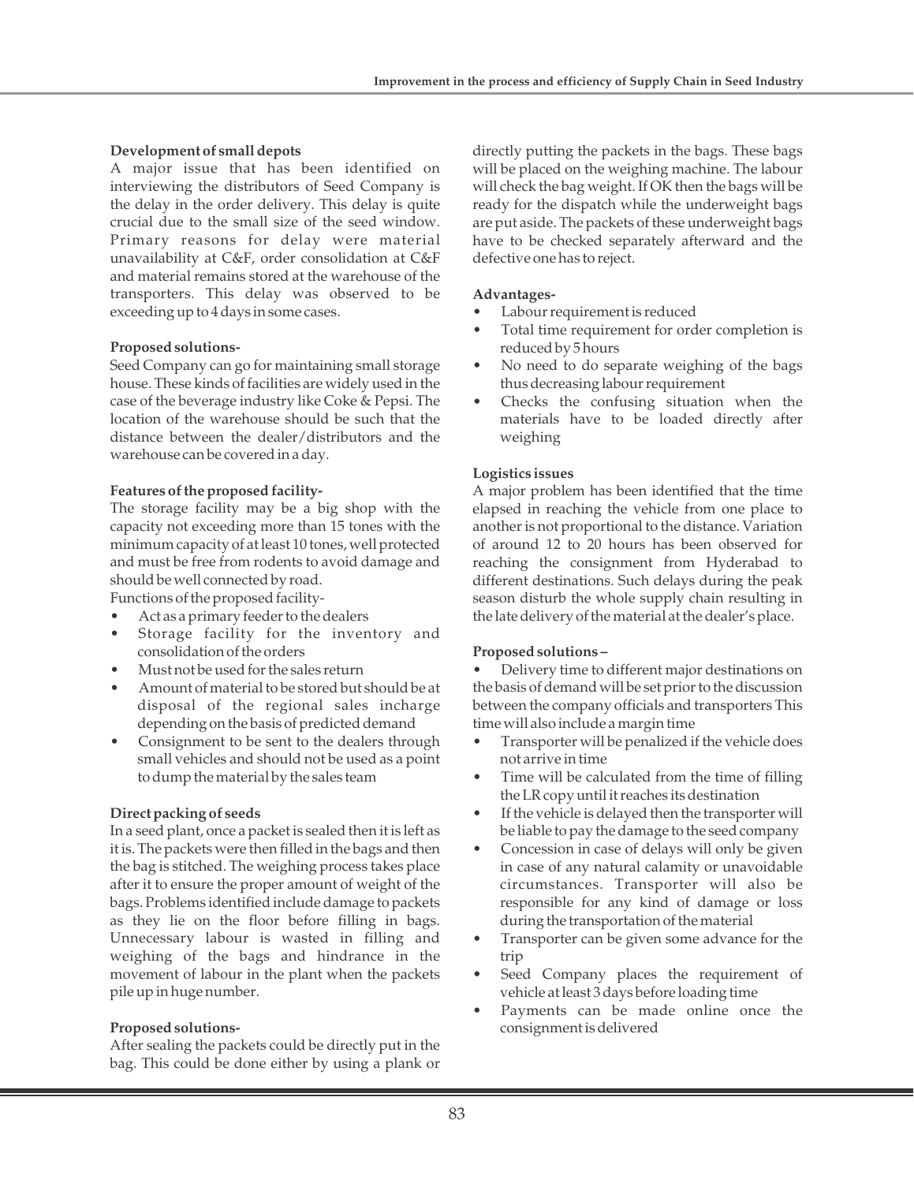**Development of small depots**

A major issue that has been identified on interviewing the distributors of Seed Company is the delay in the order delivery. This delay is quite crucial due to the small size of the seed window. Primary reasons for delay were material unavailability at C&F, order consolidation at C&F and material remains stored at the warehouse of the transporters. This delay was observed to be exceeding up to 4 days in some cases.

**Proposed solutions-**

Seed Company can go for maintaining small storage house. These kinds of facilities are widely used in the case of the beverage industry like Coke & Pepsi. The location of the warehouse should be such that the distance between the dealer/distributors and the warehouse can be covered in a day.

**Features of the proposed facility-**

The storage facility may be a big shop with the capacity not exceeding more than 15 tones with the minimum capacity of at least 10 tones, well protected and must be free from rodents to avoid damage and should be well connected by road.

Functions of the proposed facility-

- Act as a primary feeder to the dealers
- Storage facility for the inventory and consolidation of the orders
- Must not be used for the sales return
- Amount of material to be stored but should be at disposal of the regional sales incharge depending on the basis of predicted demand
- Consignment to be sent to the dealers through small vehicles and should not be used as a point to dump the material by the sales team

**Direct packing of seeds**

In a seed plant, once a packet is sealed then it is left as it is. The packets were then filled in the bags and then the bag is stitched. The weighing process takes place after it to ensure the proper amount of weight of the bags. Problems identified include damage to packets as they lie on the floor before filling in bags. Unnecessary labour is wasted in filling and weighing of the bags and hindrance in the movement of labour in the plant when the packets pile up in huge number.

**Proposed solutions-**

After sealing the packets could be directly put in the bag. This could be done either by using a plank or directly putting the packets in the bags. These bags will be placed on the weighing machine. The labour will check the bag weight. If OK then the bags will be ready for the dispatch while the underweight bags are put aside. The packets of these underweight bags have to be checked separately afterward and the defective one has to reject.

**Advantages-**

- Labour requirement is reduced
- Total time requirement for order completion is reduced by 5 hours
- No need to do separate weighing of the bags thus decreasing labour requirement
- Checks the confusing situation when the materials have to be loaded directly after weighing

**Logistics issues**

A major problem has been identified that the time elapsed in reaching the vehicle from one place to another is not proportional to the distance. Variation of around 12 to 20 hours has been observed for reaching the consignment from Hyderabad to different destinations. Such delays during the peak season disturb the whole supply chain resulting in the late delivery of the material at the dealer's place.

**Proposed solutions –**

- Delivery time to different major destinations on the basis of demand will be set prior to the discussion between the company officials and transporters This time will also include a margin time
- Transporter will be penalized if the vehicle does not arrive in time
- Time will be calculated from the time of filling the LR copy until it reaches its destination
- If the vehicle is delayed then the transporter will be liable to pay the damage to the seed company
- Concession in case of delays will only be given in case of any natural calamity or unavoidable circumstances. Transporter will also be responsible for any kind of damage or loss during the transportation of the material
- Transporter can be given some advance for the trip
- Seed Company places the requirement of vehicle at least 3 days before loading time
- Payments can be made online once the consignment is delivered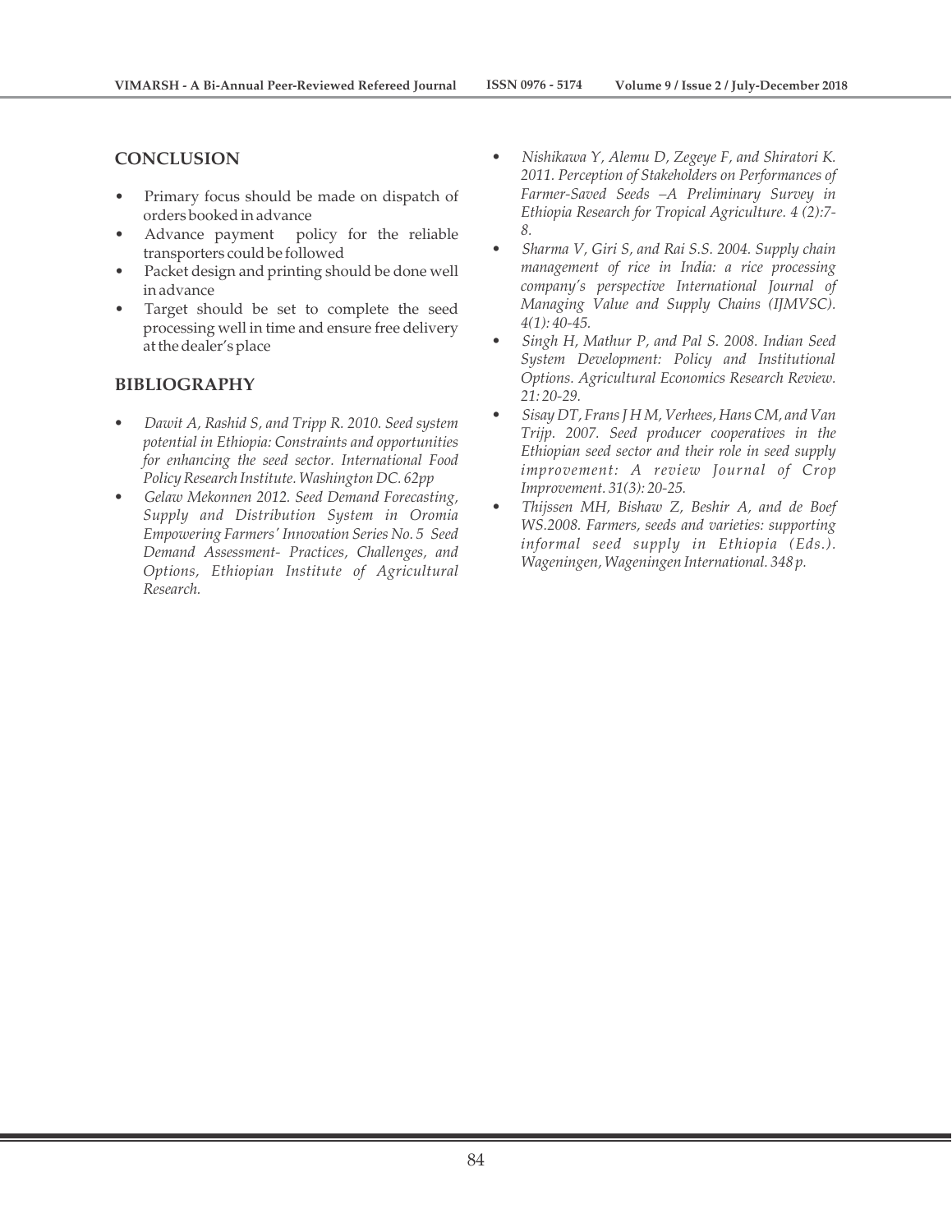## CONCLUSION

- Primary focus should be made on dispatch of orders booked in advance
- Advance payment policy for the reliable transporters could be followed
- Packet design and printing should be done well in advance
- Target should be set to complete the seed processing well in time and ensure free delivery at the dealer's place

## BIBLIOGRAPHY

- *Dawit A, Rashid S, and Tripp R. 2010. Seed system potential in Ethiopia: Constraints and opportunities for enhancing the seed sector. International Food Policy Research Institute. Washington DC. 62pp*
- *Gelaw Mekonnen 2012. Seed Demand Forecasting, Supply and Distribution System in Oromia Empowering Farmers' Innovation Series No. 5 Seed Demand Assessment- Practices, Challenges, and Options, Ethiopian Institute of Agricultural Research.*
- *Nishikawa Y, Alemu D, Zegeye F, and Shiratori K. 2011. Perception of Stakeholders on Performances of Farmer-Saved Seeds –A Preliminary Survey in Ethiopia Research for Tropical Agriculture. 4 (2):7-8.*
- *Sharma V, Giri S, and Rai S.S. 2004. Supply chain management of rice in India: a rice processing company's perspective International Journal of Managing Value and Supply Chains (IJMVSC). 4(1): 40-45.*
- *Singh H, Mathur P, and Pal S. 2008. Indian Seed System Development: Policy and Institutional Options. Agricultural Economics Research Review. 21: 20-29.*
- *Sisay DT, Frans J H M, Verhees, Hans CM, and Van Trijp. 2007. Seed producer cooperatives in the Ethiopian seed sector and their role in seed supply improvement: A review Journal of Crop Improvement. 31(3): 20-25.*
- *Thijssen MH, Bishaw Z, Beshir A, and de Boef WS.2008. Farmers, seeds and varieties: supporting informal seed supply in Ethiopia (Eds.). Wageningen, Wageningen International. 348 p.*